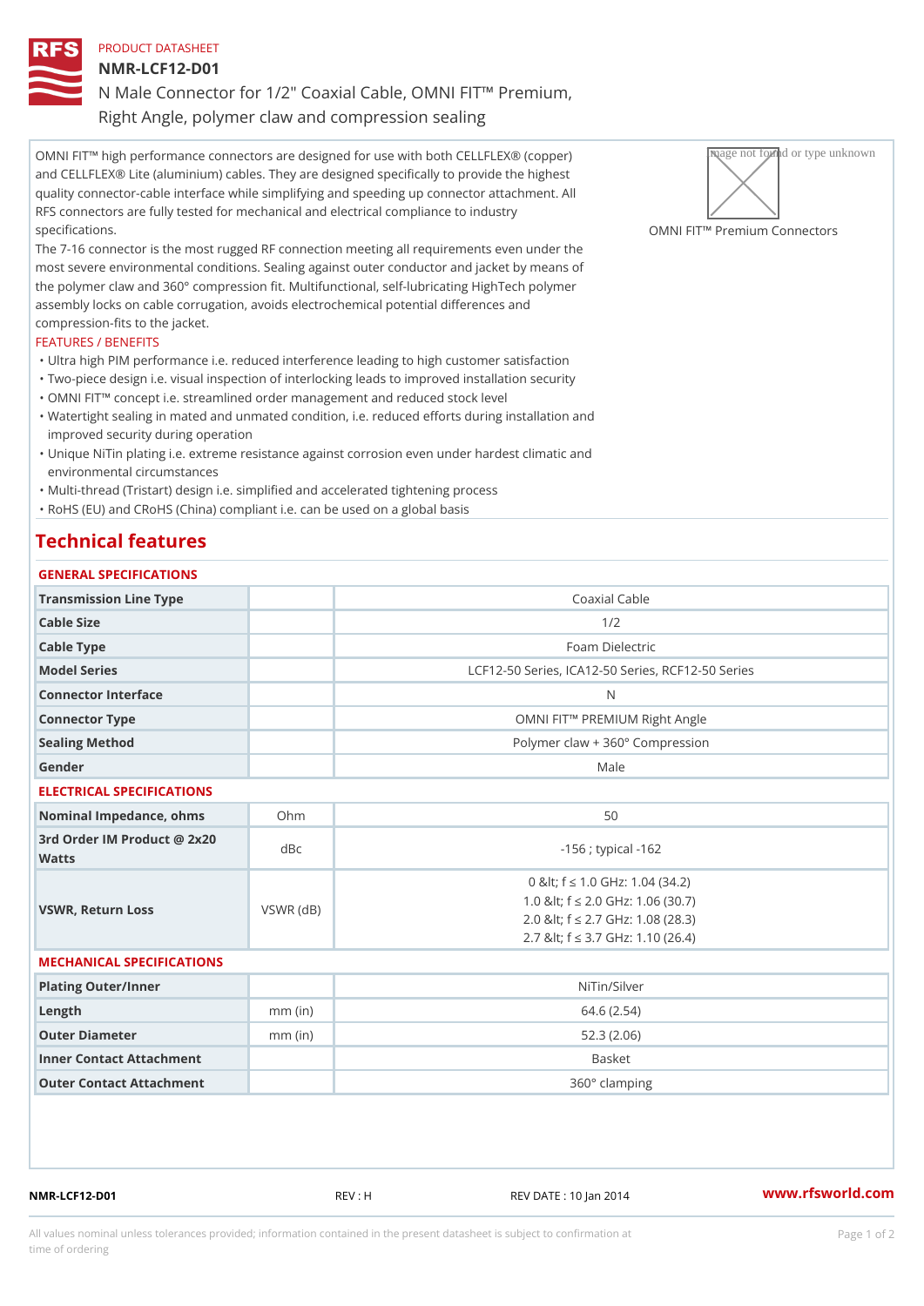PRODUCT DATASHEET

# NMR-LCF12-D01

N Male Connector for 1/2" Coaxial Cable, OMNI FIT™ Premium, Right Angle, polymer claw and compression sealing

OMNI FIT™ high performance connectors are designed for use with both CELLFLEX® (copper) and CELLFLEX® Lite (aluminium) cables. They are designed specifically to provide the highest quality connector-cable interface while simplifying and speeding up connector attachment. All RFS connectors are fully tested for mechanical and electrical compliance to industry specifications.

The 7-16 connector is the most rugged RF connection meeting all requirements even under the most severe environmental conditions. Sealing against outer conductor and jacket by means of the polymer claw and 360° compression fit. Multifunctional, self-lubricating HighTech polymer assembly locks on cable corrugation, avoids electrochemical potential differences and compression-fits to the jacket.

OMNI FIT™ Premium Connectors

FEATURES / BENEFITS

- Ultra high PIM performance i.e. reduced interference leading to high customer satisfaction
- Two-piece design i.e. visual inspection of interlocking leads to improved installation security
- OMNI FIT™ concept i.e. streamlined order management and reduced stock level
- Watertight sealing in mated and unmated condition, i.e. reduced efforts during installation and improved security during operation
- Unique NiTin plating i.e. extreme resistance against corrosion even under hardest climatic and environmental circumstances
- Multi-thread (Tristart) design i.e. simplified and accelerated tightening process
- RoHS (EU) and CRoHS (China) compliant i.e. can be used on a global basis

## Technical features

### GENERAL SPECIFICATIONS

| | | |
|---|---|---|
| Transmission Line Type | | Coaxial Cable |
| Cable Size | | 1/2 |
| Cable Type | | Foam Dielectric |
| Model Series | | LCF12-50 Series, ICA12-50 Series, RCF12-50 Series |
| Connector Interface | | N |
| Connector Type | | OMNI FIT™ PREMIUM Right Angle |
| Sealing Method | | Polymer claw + 360° Compression |
| Gender | | Male |

### ELECTRICAL SPECIFICATIONS

| | | |
|---|---|---|
| Nominal Impedance, ohms | Ohm | 50 |
| 3rd Order IM Product @ 2x20 Watts | dBc | -156 ; typical -162 |
| VSWR, Return Loss | VSWR (dB) | 0 &lt; f ≤ 1.0 GHz: 1.04 (34.2)<br>1.0 &lt; f ≤ 2.0 GHz: 1.06 (30.7)<br>2.0 &lt; f ≤ 2.7 GHz: 1.08 (28.3)<br>2.7 &lt; f ≤ 3.7 GHz: 1.10 (26.4) |

### MECHANICAL SPECIFICATIONS

| | | |
|---|---|---|
| Plating Outer/Inner | | NiTin/Silver |
| Length | mm (in) | 64.6 (2.54) |
| Outer Diameter | mm (in) | 52.3 (2.06) |
| Inner Contact Attachment | | Basket |
| Outer Contact Attachment | | 360° clamping |

NMR-LCF12-D01 REV : H REV DATE : 10 Jan 2014 www.rfsworld.com

All values nominal unless tolerances provided; information contained in the present datasheet is subject to confirmation at time of ordering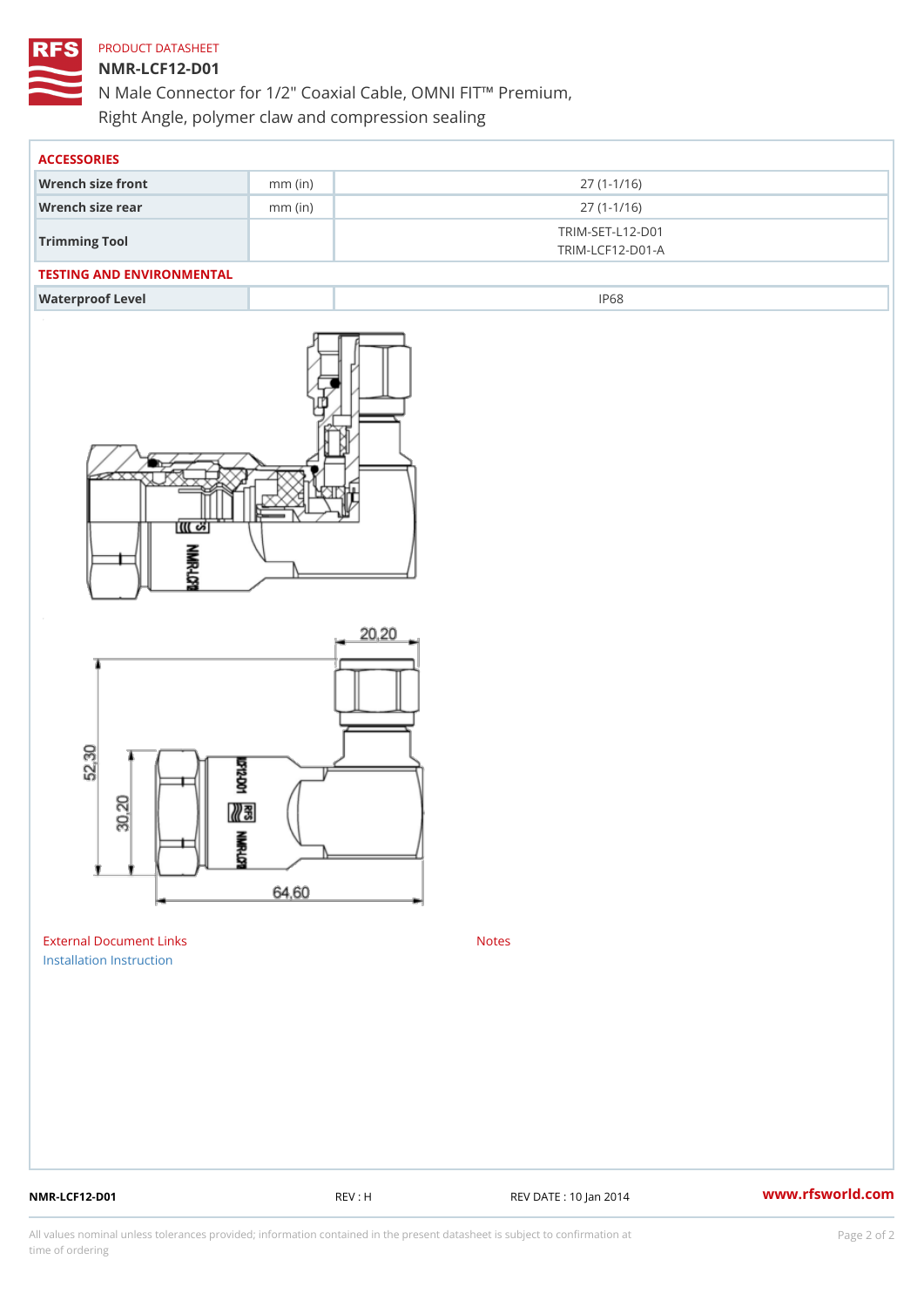PRODUCT DATASHEET

# NMR-LCF12-D01

N Male Connector for 1/2" Coaxial Cable, OMNI FIT™ Premium, Right Angle, polymer claw and compression sealing

## ACCESSORIES

| | | |
|---|---|---|
| Wrench size front | mm (in) | 27 (1-1/16) |
| Wrench size rear | mm (in) | 27 (1-1/16) |
| Trimming Tool | | TRIM-SET-L12-D01<br>TRIM-LCF12-D01-A |

## TESTING AND ENVIRONMENTAL

| | | |
|---|---|---|
| Waterproof Level | | IP68 |

20,20

52,30

30,20

64,60

External Document Links

Installation Instruction

Notes

NMR-LCF12-D01 REV : H REV DATE : 10 Jan 2014 www.rfsworld.com

All values nominal unless tolerances provided; information contained in the present datasheet is subject to confirmation at time of ordering